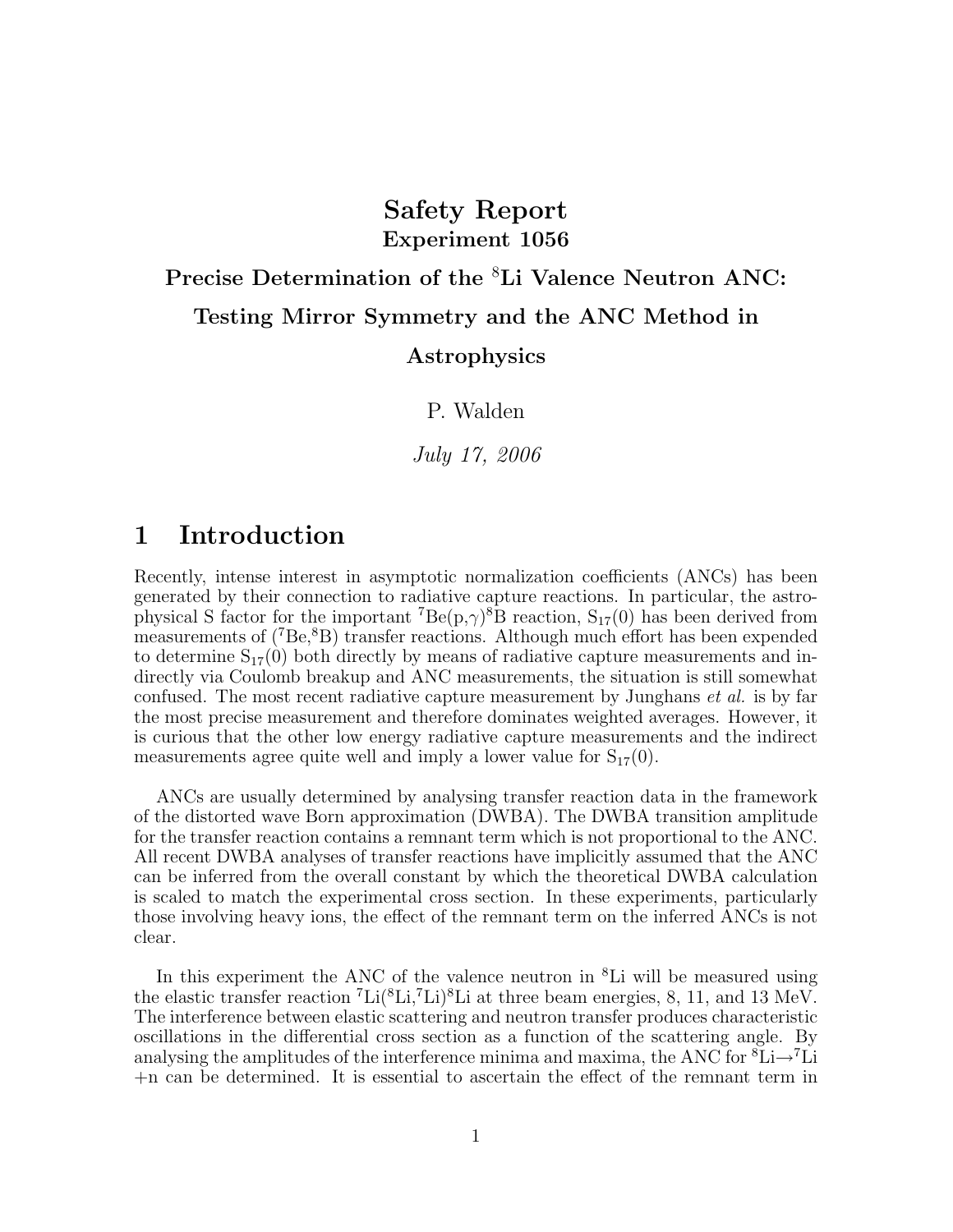# Safety Report

## Experiment 1056

## Precise Determination of the $^8$Li Valence Neutron ANC: Testing Mirror Symmetry and the ANC Method in Astrophysics

P. Walden

*July 17, 2006*

## 1 Introduction

Recently, intense interest in asymptotic normalization coefficients (ANCs) has been generated by their connection to radiative capture reactions. In particular, the astrophysical S factor for the important $^7$Be(p,$\gamma$)$^8$B reaction, $S_{17}(0)$ has been derived from measurements of ($^7$Be,$^8$B) transfer reactions. Although much effort has been expended to determine $S_{17}(0)$ both directly by means of radiative capture measurements and indirectly via Coulomb breakup and ANC measurements, the situation is still somewhat confused. The most recent radiative capture measurement by Junghans *et al.* is by far the most precise measurement and therefore dominates weighted averages. However, it is curious that the other low energy radiative capture measurements and the indirect measurements agree quite well and imply a lower value for $S_{17}(0)$.

ANCs are usually determined by analysing transfer reaction data in the framework of the distorted wave Born approximation (DWBA). The DWBA transition amplitude for the transfer reaction contains a remnant term which is not proportional to the ANC. All recent DWBA analyses of transfer reactions have implicitly assumed that the ANC can be inferred from the overall constant by which the theoretical DWBA calculation is scaled to match the experimental cross section. In these experiments, particularly those involving heavy ions, the effect of the remnant term on the inferred ANCs is not clear.

In this experiment the ANC of the valence neutron in $^8$Li will be measured using the elastic transfer reaction $^7$Li($^8$Li,$^7$Li)$^8$Li at three beam energies, 8, 11, and 13 MeV. The interference between elastic scattering and neutron transfer produces characteristic oscillations in the differential cross section as a function of the scattering angle. By analysing the amplitudes of the interference minima and maxima, the ANC for $^8$Li$\rightarrow$$^7$Li +n can be determined. It is essential to ascertain the effect of the remnant term in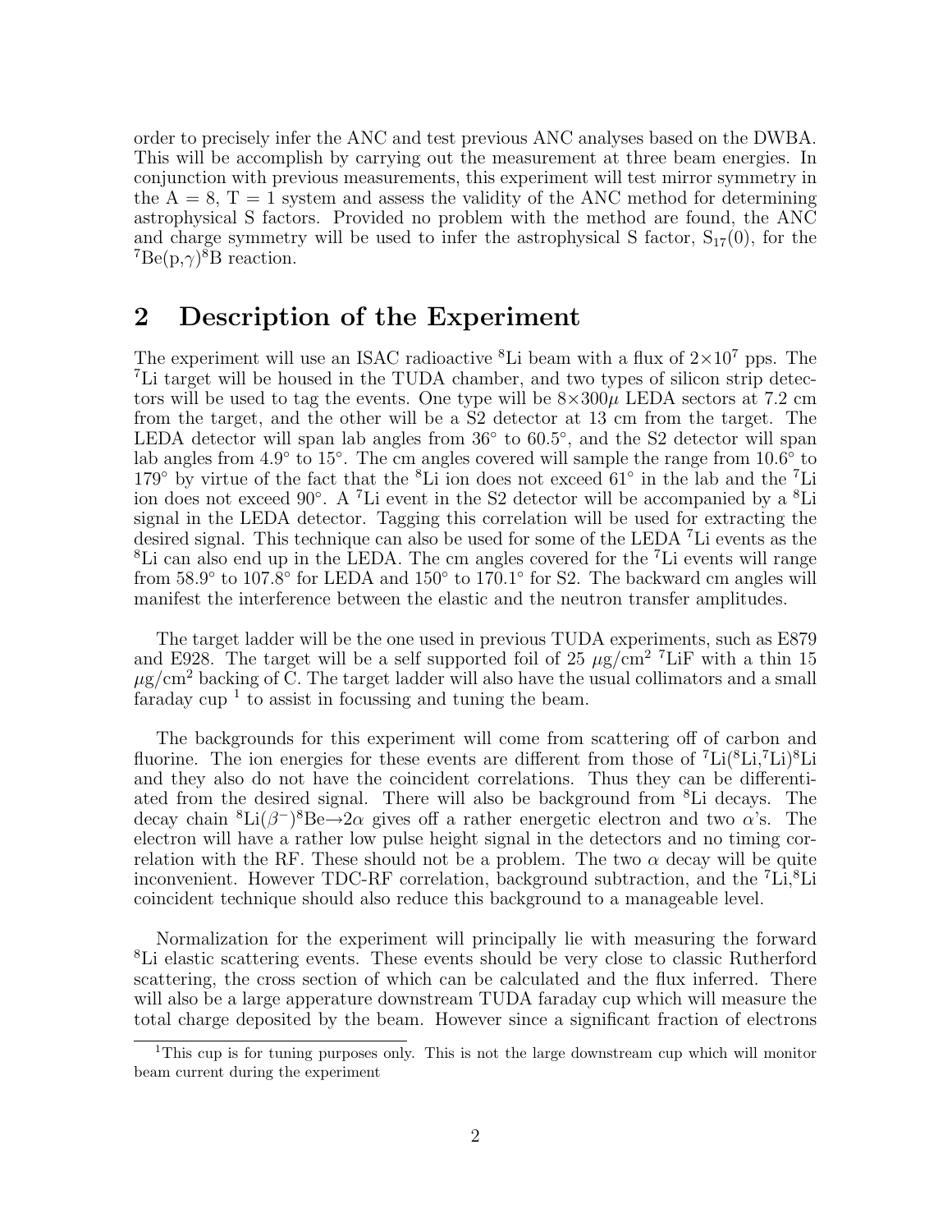order to precisely infer the ANC and test previous ANC analyses based on the DWBA. This will be accomplish by carrying out the measurement at three beam energies. In conjunction with previous measurements, this experiment will test mirror symmetry in the A = 8, T = 1 system and assess the validity of the ANC method for determining astrophysical S factors. Provided no problem with the method are found, the ANC and charge symmetry will be used to infer the astrophysical S factor, $S_{17}(0)$, for the $^{7}$Be(p,$\gamma$)$^{8}$B reaction.

## 2 Description of the Experiment

The experiment will use an ISAC radioactive $^{8}$Li beam with a flux of $2\times10^{7}$ pps. The $^{7}$Li target will be housed in the TUDA chamber, and two types of silicon strip detectors will be used to tag the events. One type will be $8\times300\mu$ LEDA sectors at 7.2 cm from the target, and the other will be a S2 detector at 13 cm from the target. The LEDA detector will span lab angles from 36° to 60.5°, and the S2 detector will span lab angles from 4.9° to 15°. The cm angles covered will sample the range from 10.6° to 179° by virtue of the fact that the $^{8}$Li ion does not exceed 61° in the lab and the $^{7}$Li ion does not exceed 90°. A $^{7}$Li event in the S2 detector will be accompanied by a $^{8}$Li signal in the LEDA detector. Tagging this correlation will be used for extracting the desired signal. This technique can also be used for some of the LEDA $^{7}$Li events as the $^{8}$Li can also end up in the LEDA. The cm angles covered for the $^{7}$Li events will range from 58.9° to 107.8° for LEDA and 150° to 170.1° for S2. The backward cm angles will manifest the interference between the elastic and the neutron transfer amplitudes.

The target ladder will be the one used in previous TUDA experiments, such as E879 and E928. The target will be a self supported foil of 25 $\mu$g/cm$^{2}$ $^{7}$LiF with a thin 15 $\mu$g/cm$^{2}$ backing of C. The target ladder will also have the usual collimators and a small faraday cup [1] to assist in focussing and tuning the beam.

The backgrounds for this experiment will come from scattering off of carbon and fluorine. The ion energies for these events are different from those of $^{7}$Li($^{8}$Li,$^{7}$Li)$^{8}$Li and they also do not have the coincident correlations. Thus they can be differentiated from the desired signal. There will also be background from $^{8}$Li decays. The decay chain $^{8}$Li($\beta^{-}$)$^{8}$Be$\rightarrow2\alpha$ gives off a rather energetic electron and two $\alpha$'s. The electron will have a rather low pulse height signal in the detectors and no timing correlation with the RF. These should not be a problem. The two $\alpha$ decay will be quite inconvenient. However TDC-RF correlation, background subtraction, and the $^{7}$Li,$^{8}$Li coincident technique should also reduce this background to a manageable level.

Normalization for the experiment will principally lie with measuring the forward $^{8}$Li elastic scattering events. These events should be very close to classic Rutherford scattering, the cross section of which can be calculated and the flux inferred. There will also be a large apperature downstream TUDA faraday cup which will measure the total charge deposited by the beam. However since a significant fraction of electrons

[1] This cup is for tuning purposes only. This is not the large downstream cup which will monitor beam current during the experiment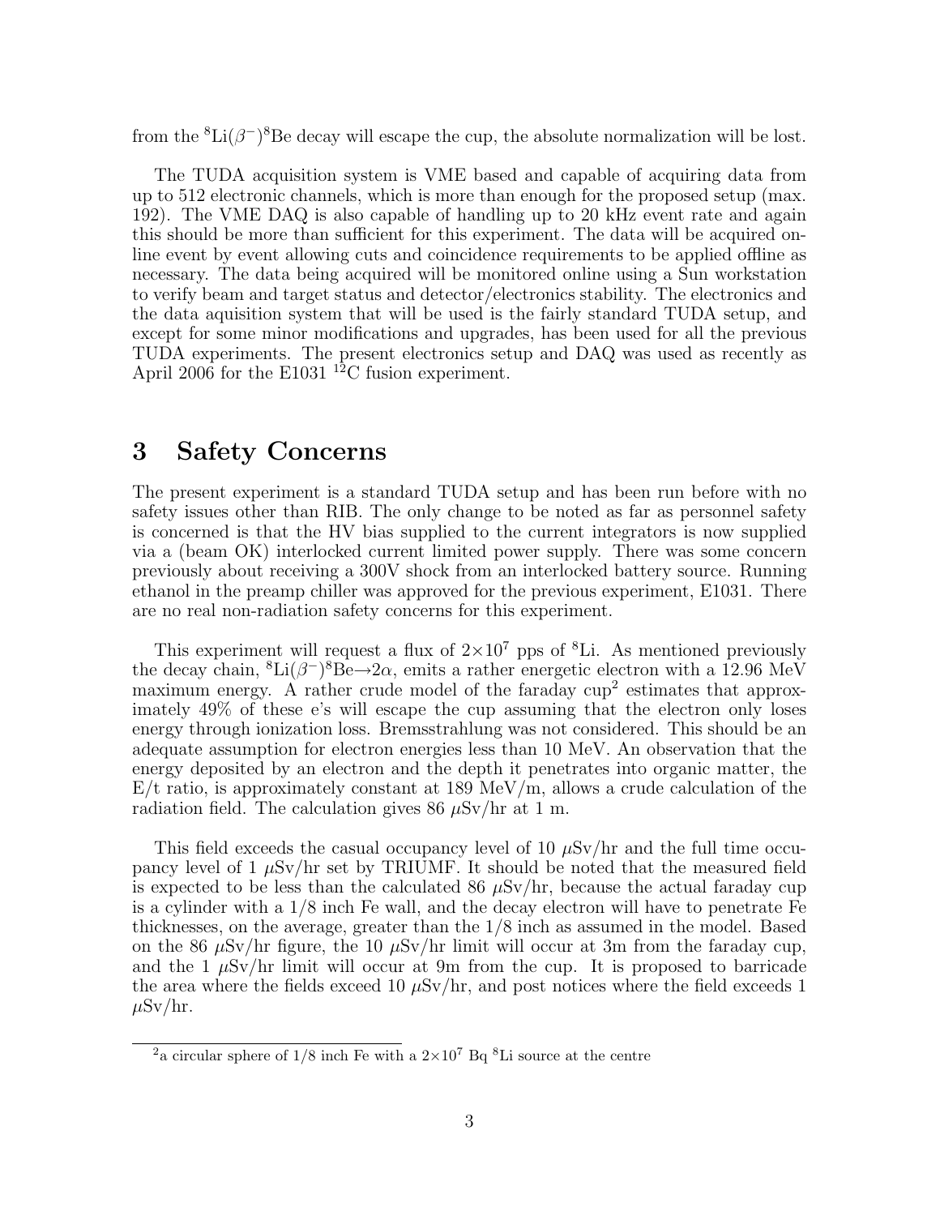from the $^{8}$Li($\beta^{-}$)$^{8}$Be decay will escape the cup, the absolute normalization will be lost.

The TUDA acquisition system is VME based and capable of acquiring data from up to 512 electronic channels, which is more than enough for the proposed setup (max. 192). The VME DAQ is also capable of handling up to 20 kHz event rate and again this should be more than sufficient for this experiment. The data will be acquired online event by event allowing cuts and coincidence requirements to be applied offline as necessary. The data being acquired will be monitored online using a Sun workstation to verify beam and target status and detector/electronics stability. The electronics and the data aquisition system that will be used is the fairly standard TUDA setup, and except for some minor modifications and upgrades, has been used for all the previous TUDA experiments. The present electronics setup and DAQ was used as recently as April 2006 for the E1031 $^{12}$C fusion experiment.

# 3 Safety Concerns

The present experiment is a standard TUDA setup and has been run before with no safety issues other than RIB. The only change to be noted as far as personnel safety is concerned is that the HV bias supplied to the current integrators is now supplied via a (beam OK) interlocked current limited power supply. There was some concern previously about receiving a 300V shock from an interlocked battery source. Running ethanol in the preamp chiller was approved for the previous experiment, E1031. There are no real non-radiation safety concerns for this experiment.

This experiment will request a flux of $2\times10^{7}$ pps of $^{8}$Li. As mentioned previously the decay chain, $^{8}$Li($\beta^{-}$)$^{8}$Be$\rightarrow 2\alpha$, emits a rather energetic electron with a 12.96 MeV maximum energy. A rather crude model of the faraday cup[2] estimates that approximately 49% of these e's will escape the cup assuming that the electron only loses energy through ionization loss. Bremsstrahlung was not considered. This should be an adequate assumption for electron energies less than 10 MeV. An observation that the energy deposited by an electron and the depth it penetrates into organic matter, the E/t ratio, is approximately constant at 189 MeV/m, allows a crude calculation of the radiation field. The calculation gives 86 $\mu$Sv/hr at 1 m.

This field exceeds the casual occupancy level of 10 $\mu$Sv/hr and the full time occupancy level of 1 $\mu$Sv/hr set by TRIUMF. It should be noted that the measured field is expected to be less than the calculated 86 $\mu$Sv/hr, because the actual faraday cup is a cylinder with a 1/8 inch Fe wall, and the decay electron will have to penetrate Fe thicknesses, on the average, greater than the 1/8 inch as assumed in the model. Based on the 86 $\mu$Sv/hr figure, the 10 $\mu$Sv/hr limit will occur at 3m from the faraday cup, and the 1 $\mu$Sv/hr limit will occur at 9m from the cup. It is proposed to barricade the area where the fields exceed 10 $\mu$Sv/hr, and post notices where the field exceeds 1 $\mu$Sv/hr.

[2] a circular sphere of 1/8 inch Fe with a $2\times10^{7}$ Bq $^{8}$Li source at the centre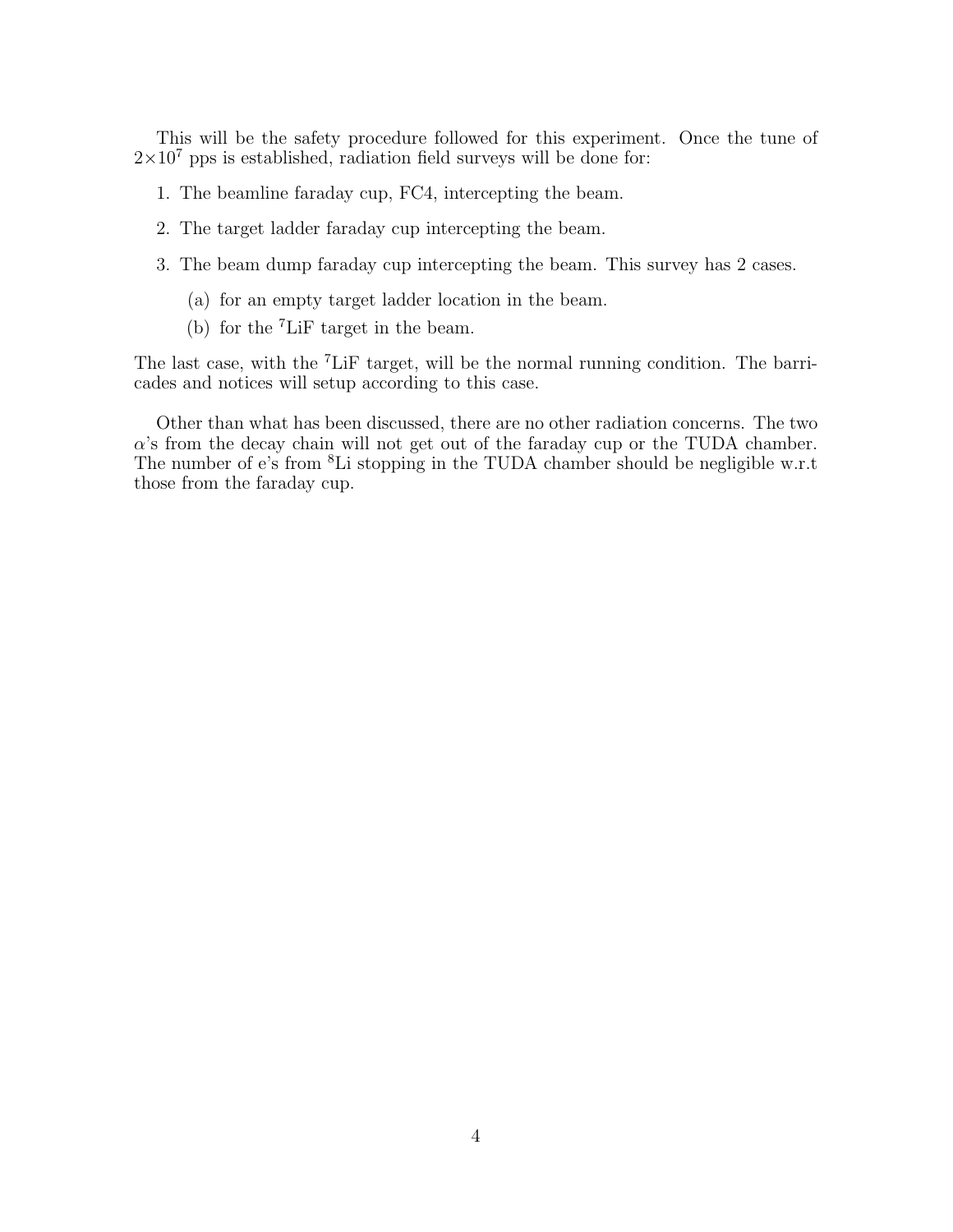This will be the safety procedure followed for this experiment. Once the tune of $2\times10^7$ pps is established, radiation field surveys will be done for:

1. The beamline faraday cup, FC4, intercepting the beam.
2. The target ladder faraday cup intercepting the beam.
3. The beam dump faraday cup intercepting the beam. This survey has 2 cases.
   (a) for an empty target ladder location in the beam.
   (b) for the $^7$LiF target in the beam.

The last case, with the $^7$LiF target, will be the normal running condition. The barricades and notices will setup according to this case.

Other than what has been discussed, there are no other radiation concerns. The two $\alpha$'s from the decay chain will not get out of the faraday cup or the TUDA chamber. The number of e's from $^8$Li stopping in the TUDA chamber should be negligible w.r.t those from the faraday cup.